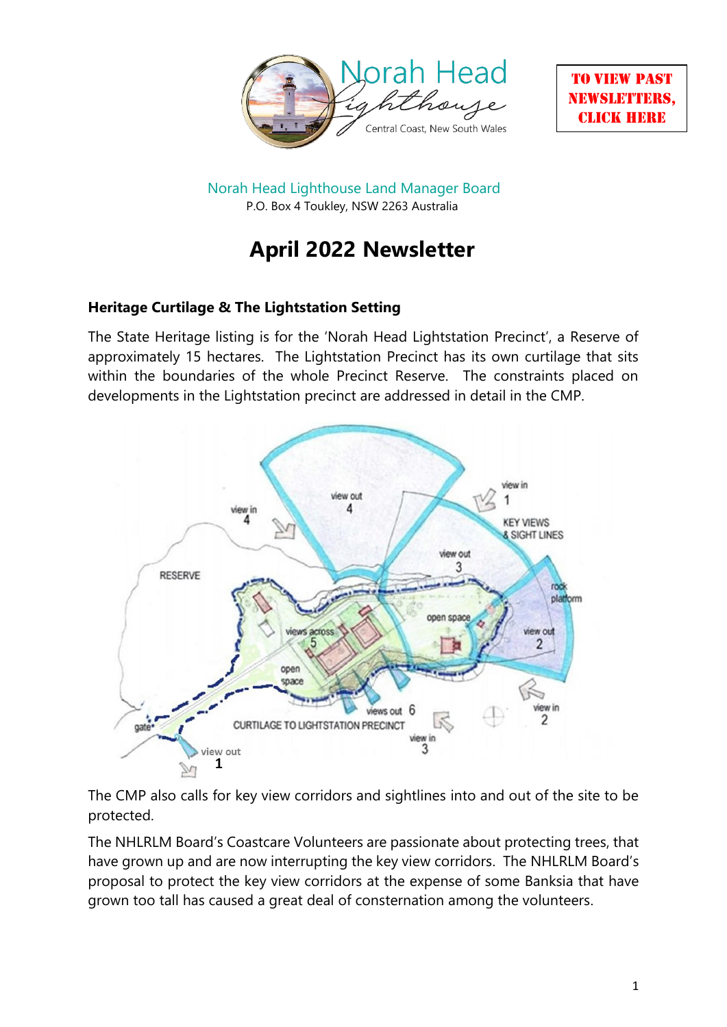Norah Head Lighthouse
Central Coast, New South Wales

TO VIEW PAST NEWSLETTERS, CLICK HERE

Norah Head Lighthouse Land Manager Board
P.O. Box 4 Toukley, NSW 2263 Australia

# April 2022 Newsletter

### Heritage Curtilage & The Lightstation Setting

The State Heritage listing is for the 'Norah Head Lightstation Precinct', a Reserve of approximately 15 hectares. The Lightstation Precinct has its own curtilage that sits within the boundaries of the whole Precinct Reserve. The constraints placed on developments in the Lightstation precinct are addressed in detail in the CMP.

The CMP also calls for key view corridors and sightlines into and out of the site to be protected.

The NHLRLM Board's Coastcare Volunteers are passionate about protecting trees, that have grown up and are now interrupting the key view corridors. The NHLRLM Board's proposal to protect the key view corridors at the expense of some Banksia that have grown too tall has caused a great deal of consternation among the volunteers.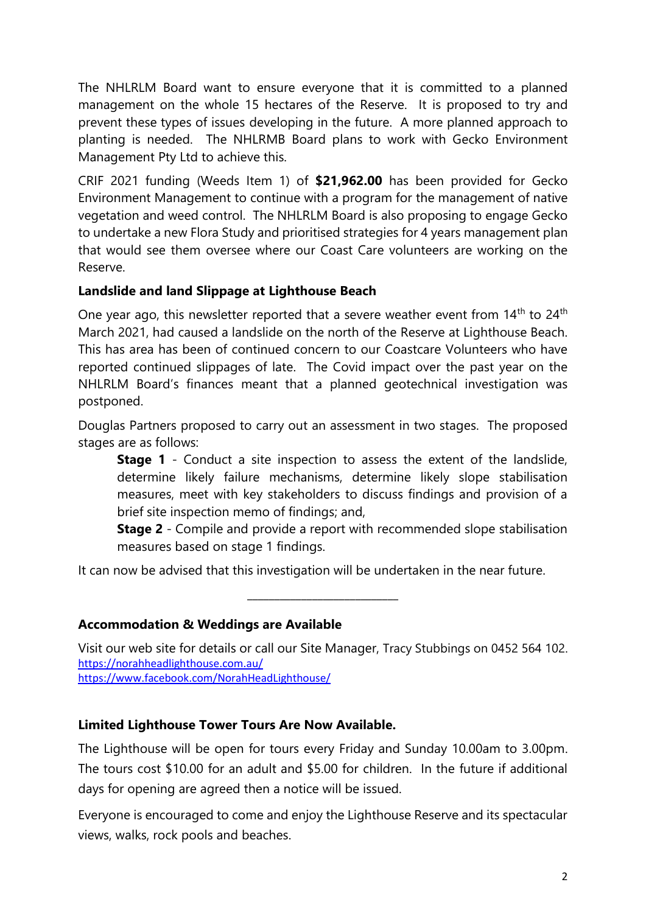The NHLRLM Board want to ensure everyone that it is committed to a planned management on the whole 15 hectares of the Reserve. It is proposed to try and prevent these types of issues developing in the future. A more planned approach to planting is needed. The NHLRMB Board plans to work with Gecko Environment Management Pty Ltd to achieve this.

CRIF 2021 funding (Weeds Item 1) of **$21,962.00** has been provided for Gecko Environment Management to continue with a program for the management of native vegetation and weed control. The NHLRLM Board is also proposing to engage Gecko to undertake a new Flora Study and prioritised strategies for 4 years management plan that would see them oversee where our Coast Care volunteers are working on the Reserve.

**Landslide and land Slippage at Lighthouse Beach**

One year ago, this newsletter reported that a severe weather event from 14th to 24th March 2021, had caused a landslide on the north of the Reserve at Lighthouse Beach. This has area has been of continued concern to our Coastcare Volunteers who have reported continued slippages of late. The Covid impact over the past year on the NHLRLM Board's finances meant that a planned geotechnical investigation was postponed.

Douglas Partners proposed to carry out an assessment in two stages. The proposed stages are as follows:

> **Stage 1** - Conduct a site inspection to assess the extent of the landslide, determine likely failure mechanisms, determine likely slope stabilisation measures, meet with key stakeholders to discuss findings and provision of a brief site inspection memo of findings; and,
>
> **Stage 2** - Compile and provide a report with recommended slope stabilisation measures based on stage 1 findings.

It can now be advised that this investigation will be undertaken in the near future.

---

**Accommodation & Weddings are Available**

Visit our web site for details or call our Site Manager, Tracy Stubbings on 0452 564 102.
https://norahheadlighthouse.com.au/
https://www.facebook.com/NorahHeadLighthouse/

**Limited Lighthouse Tower Tours Are Now Available.**

The Lighthouse will be open for tours every Friday and Sunday 10.00am to 3.00pm. The tours cost $10.00 for an adult and $5.00 for children. In the future if additional days for opening are agreed then a notice will be issued.

Everyone is encouraged to come and enjoy the Lighthouse Reserve and its spectacular views, walks, rock pools and beaches.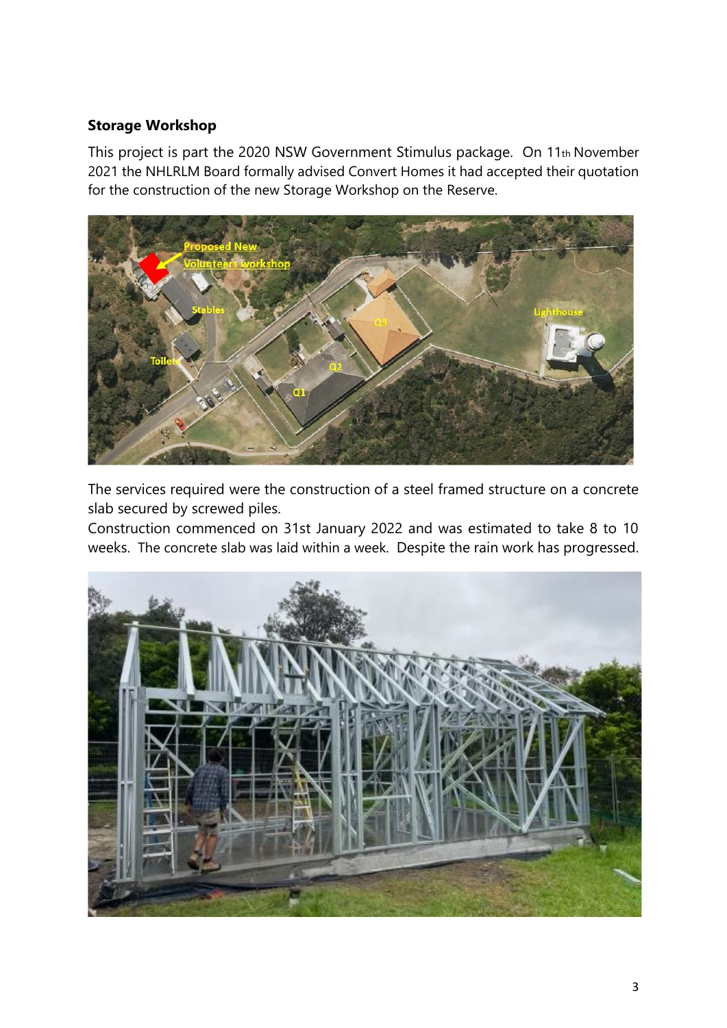## Storage Workshop

This project is part the 2020 NSW Government Stimulus package. On 11th November 2021 the NHLRLM Board formally advised Convert Homes it had accepted their quotation for the construction of the new Storage Workshop on the Reserve.

The services required were the construction of a steel framed structure on a concrete slab secured by screwed piles.

Construction commenced on 31st January 2022 and was estimated to take 8 to 10 weeks. The concrete slab was laid within a week. Despite the rain work has progressed.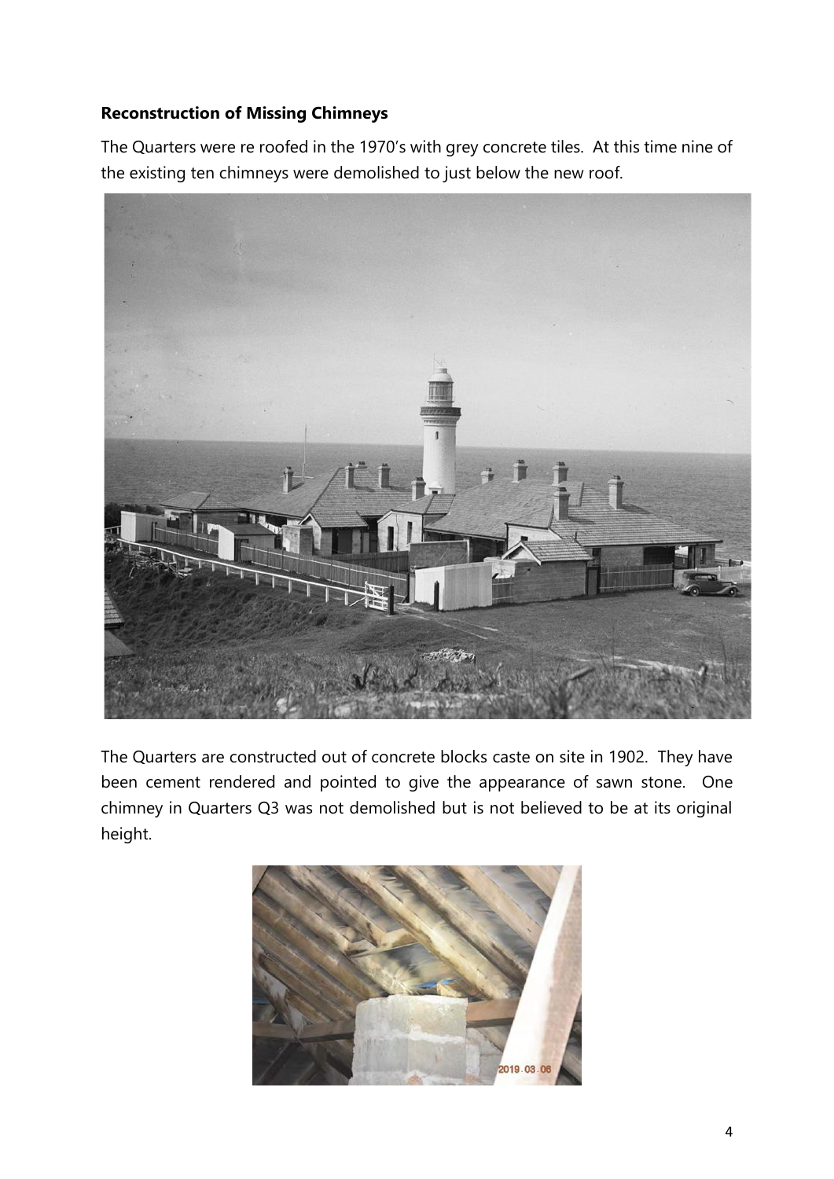**Reconstruction of Missing Chimneys**

The Quarters were re roofed in the 1970's with grey concrete tiles. At this time nine of the existing ten chimneys were demolished to just below the new roof.

The Quarters are constructed out of concrete blocks caste on site in 1902. They have been cement rendered and pointed to give the appearance of sawn stone. One chimney in Quarters Q3 was not demolished but is not believed to be at its original height.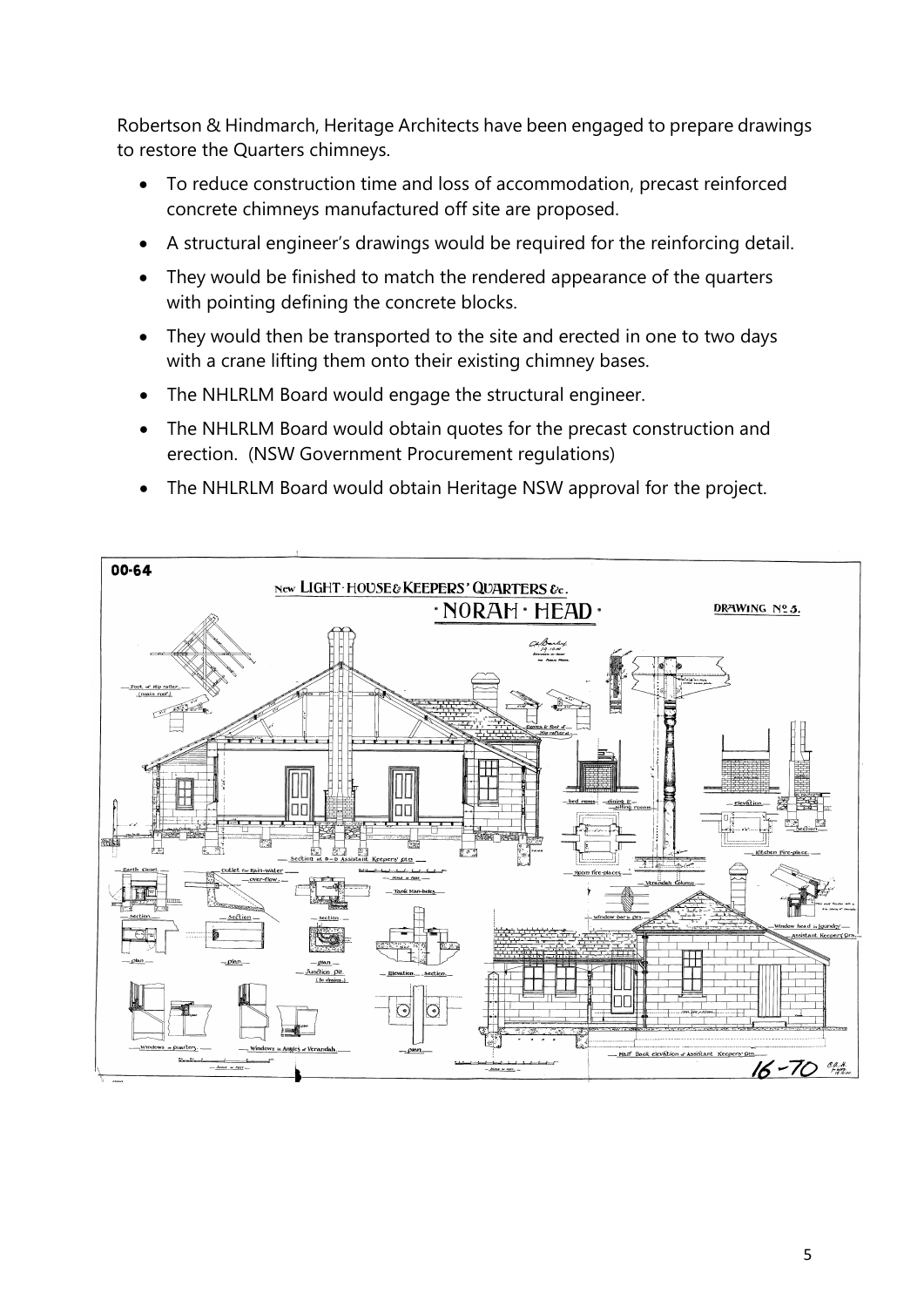Robertson & Hindmarch, Heritage Architects have been engaged to prepare drawings to restore the Quarters chimneys.

- To reduce construction time and loss of accommodation, precast reinforced concrete chimneys manufactured off site are proposed.
- A structural engineer's drawings would be required for the reinforcing detail.
- They would be finished to match the rendered appearance of the quarters with pointing defining the concrete blocks.
- They would then be transported to the site and erected in one to two days with a crane lifting them onto their existing chimney bases.
- The NHLRLM Board would engage the structural engineer.
- The NHLRLM Board would obtain quotes for the precast construction and erection. (NSW Government Procurement regulations)
- The NHLRLM Board would obtain Heritage NSW approval for the project.